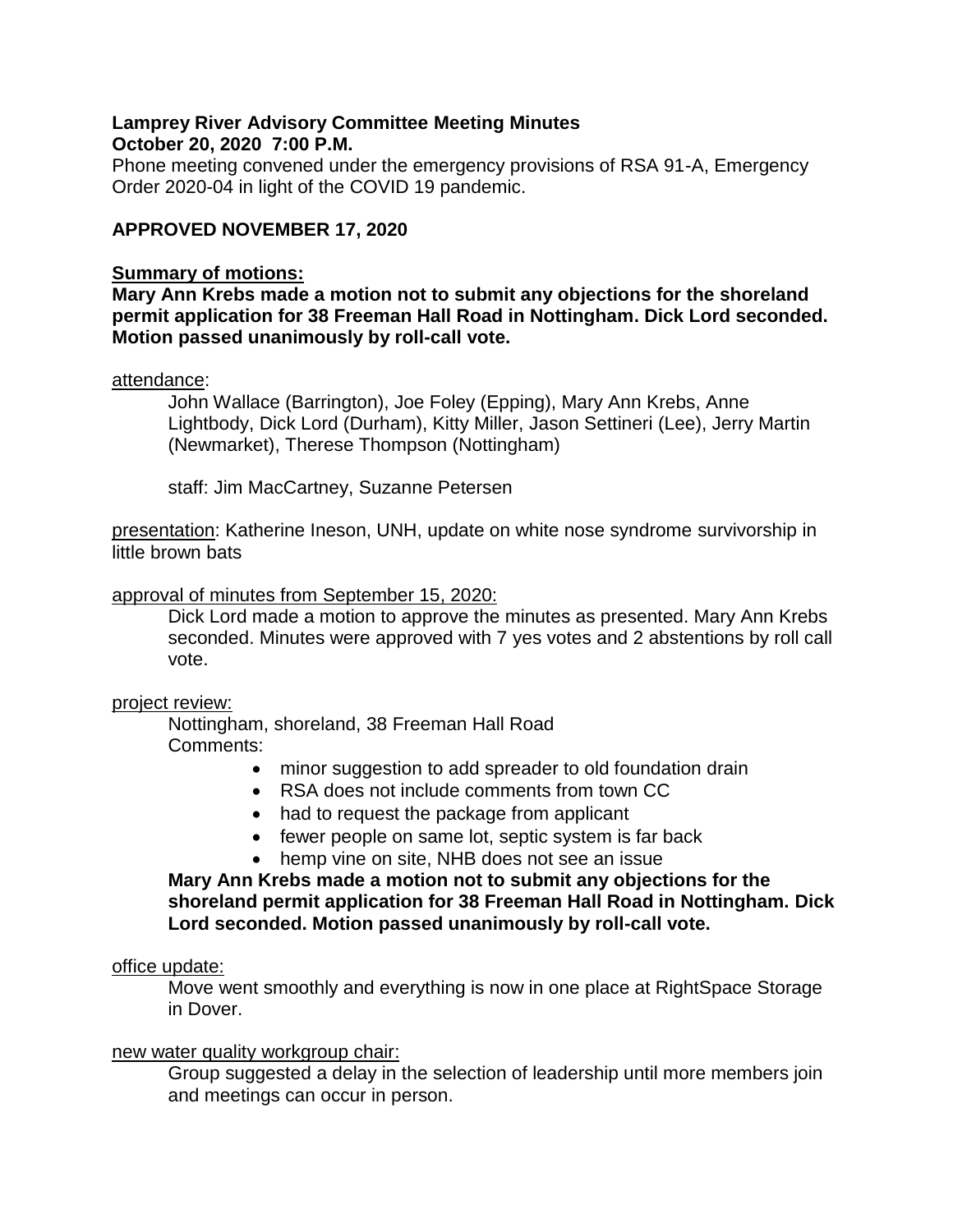**Lamprey River Advisory Committee Meeting Minutes**
**October 20, 2020 7:00 P.M.**

Phone meeting convened under the emergency provisions of RSA 91-A, Emergency Order 2020-04 in light of the COVID 19 pandemic.

**APPROVED NOVEMBER 17, 2020**

**Summary of motions:**

**Mary Ann Krebs made a motion not to submit any objections for the shoreland permit application for 38 Freeman Hall Road in Nottingham. Dick Lord seconded. Motion passed unanimously by roll-call vote.**

attendance:

John Wallace (Barrington), Joe Foley (Epping), Mary Ann Krebs, Anne Lightbody, Dick Lord (Durham), Kitty Miller, Jason Settineri (Lee), Jerry Martin (Newmarket), Therese Thompson (Nottingham)

staff: Jim MacCartney, Suzanne Petersen

presentation: Katherine Ineson, UNH, update on white nose syndrome survivorship in little brown bats

approval of minutes from September 15, 2020:

Dick Lord made a motion to approve the minutes as presented. Mary Ann Krebs seconded. Minutes were approved with 7 yes votes and 2 abstentions by roll call vote.

project review:

Nottingham, shoreland, 38 Freeman Hall Road
Comments:

- minor suggestion to add spreader to old foundation drain
- RSA does not include comments from town CC
- had to request the package from applicant
- fewer people on same lot, septic system is far back
- hemp vine on site, NHB does not see an issue

**Mary Ann Krebs made a motion not to submit any objections for the shoreland permit application for 38 Freeman Hall Road in Nottingham. Dick Lord seconded. Motion passed unanimously by roll-call vote.**

office update:

Move went smoothly and everything is now in one place at RightSpace Storage in Dover.

new water quality workgroup chair:

Group suggested a delay in the selection of leadership until more members join and meetings can occur in person.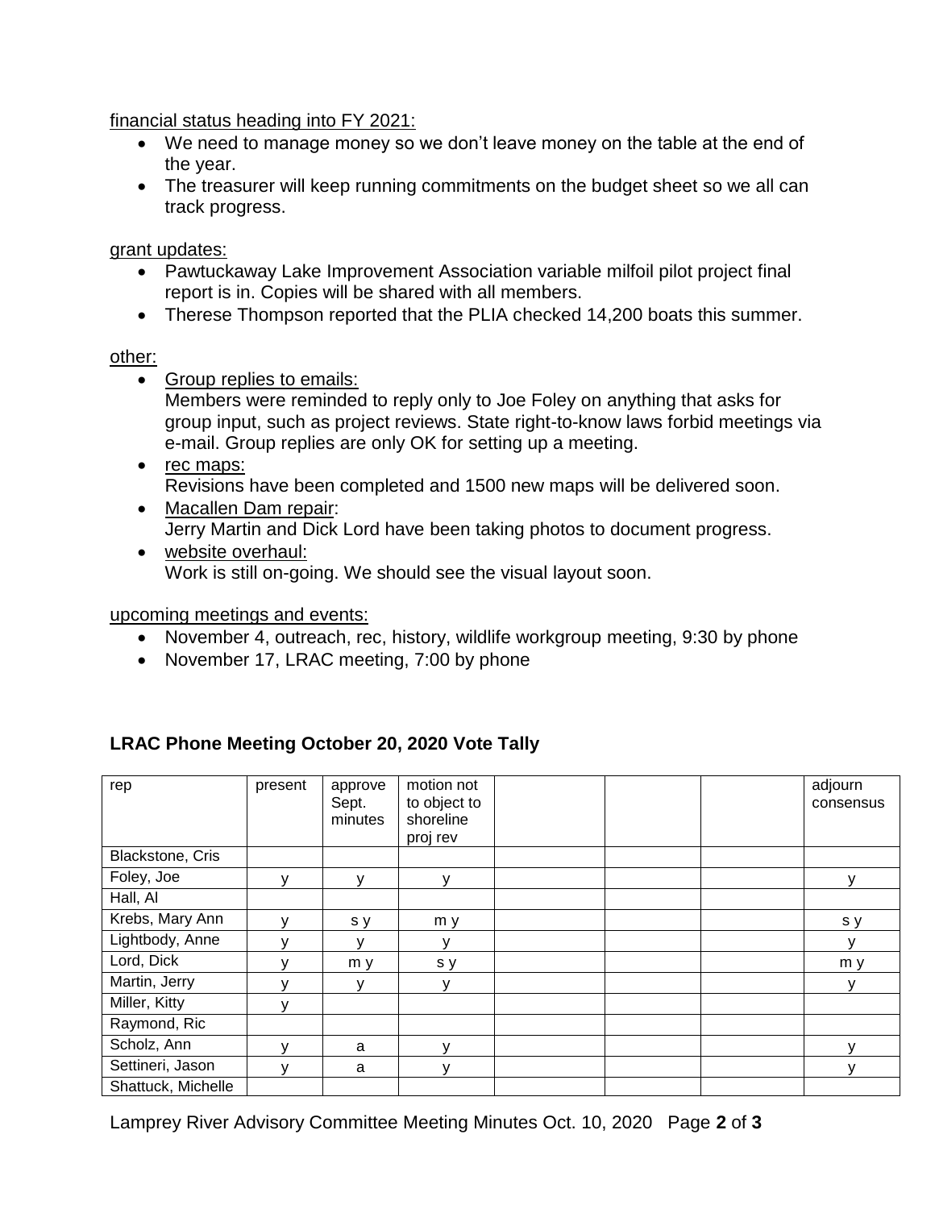financial status heading into FY 2021:

- We need to manage money so we don't leave money on the table at the end of the year.
- The treasurer will keep running commitments on the budget sheet so we all can track progress.

grant updates:

- Pawtuckaway Lake Improvement Association variable milfoil pilot project final report is in. Copies will be shared with all members.
- Therese Thompson reported that the PLIA checked 14,200 boats this summer.

other:

- Group replies to emails:
  Members were reminded to reply only to Joe Foley on anything that asks for group input, such as project reviews. State right-to-know laws forbid meetings via e-mail. Group replies are only OK for setting up a meeting.
- rec maps:
  Revisions have been completed and 1500 new maps will be delivered soon.
- Macallen Dam repair:
  Jerry Martin and Dick Lord have been taking photos to document progress.
- website overhaul:
  Work is still on-going. We should see the visual layout soon.

upcoming meetings and events:

- November 4, outreach, rec, history, wildlife workgroup meeting, 9:30 by phone
- November 17, LRAC meeting, 7:00 by phone

**LRAC Phone Meeting October 20, 2020 Vote Tally**

| rep | present | approve Sept. minutes | motion not to object to shoreline proj rev | | | | adjourn consensus |
|---|---|---|---|---|---|---|---|
| Blackstone, Cris | | | | | | | |
| Foley, Joe | y | y | y | | | | y |
| Hall, Al | | | | | | | |
| Krebs, Mary Ann | y | s y | m y | | | | s y |
| Lightbody, Anne | y | y | y | | | | y |
| Lord, Dick | y | m y | s y | | | | m y |
| Martin, Jerry | y | y | y | | | | y |
| Miller, Kitty | y | | | | | | |
| Raymond, Ric | | | | | | | |
| Scholz, Ann | y | a | y | | | | y |
| Settineri, Jason | y | a | y | | | | y |
| Shattuck, Michelle | | | | | | | |

Lamprey River Advisory Committee Meeting Minutes Oct. 10, 2020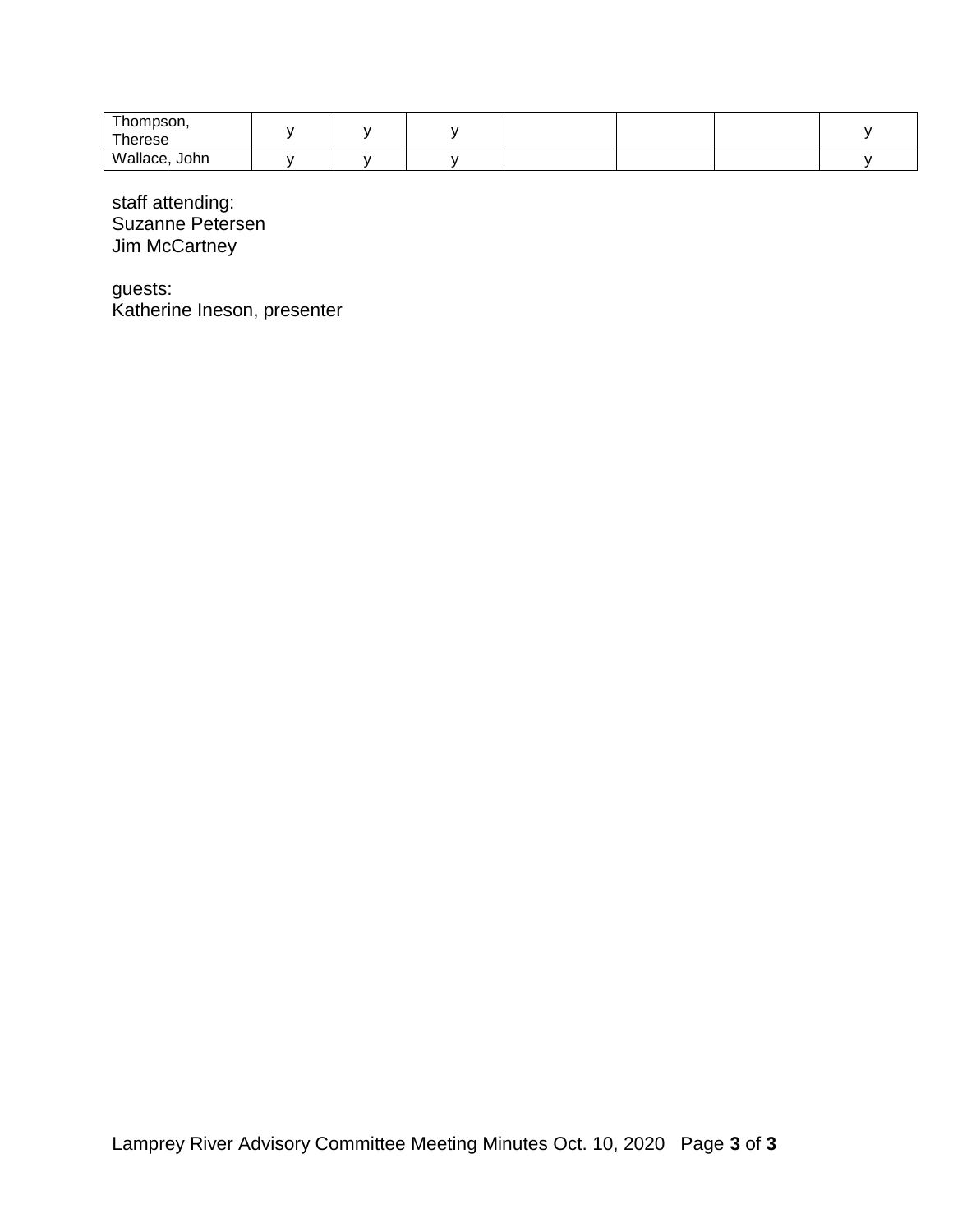| | | | | | | | |
|---|---|---|---|---|---|---|---|
| Thompson, Therese | y | y | y | | | | y |
| Wallace, John | y | y | y | | | | y |

staff attending:
Suzanne Petersen
Jim McCartney

guests:
Katherine Ineson, presenter